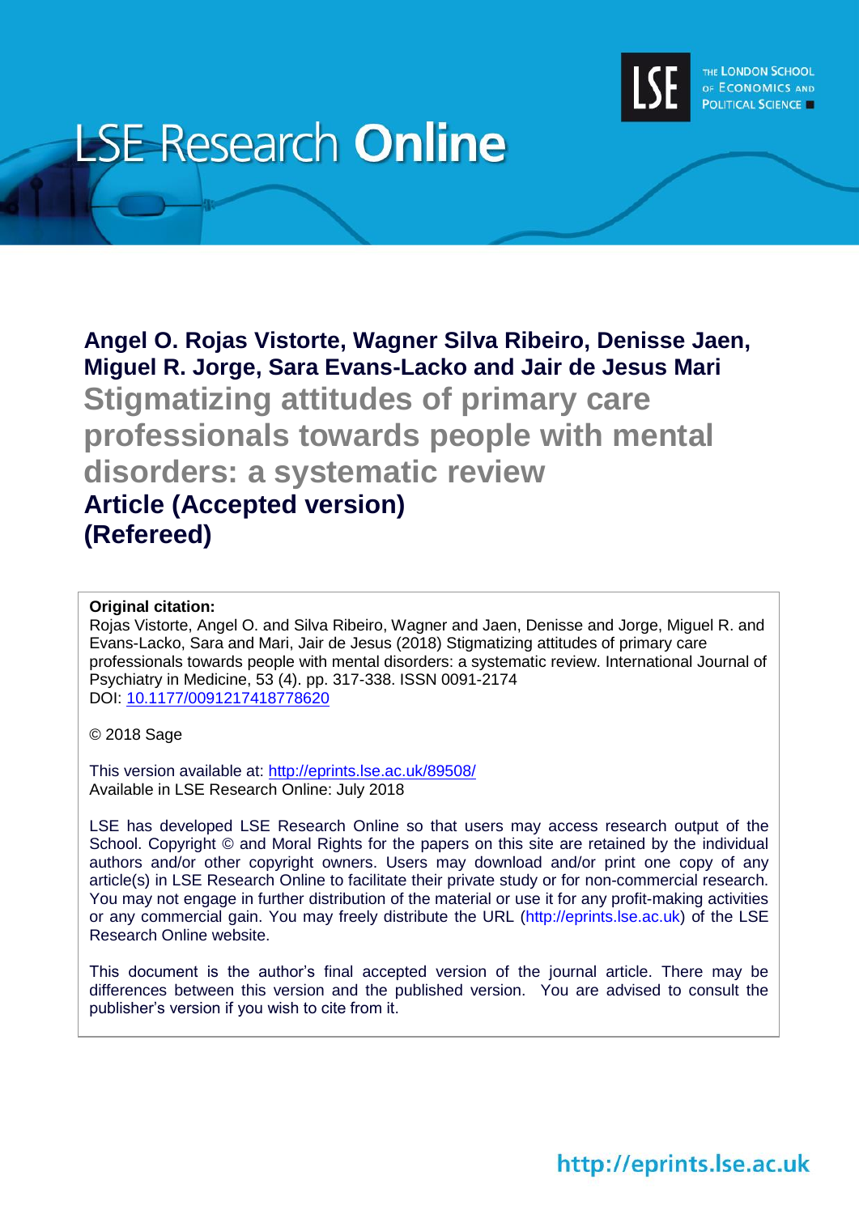# LSE Research Online

**Angel O. Rojas Vistorte, Wagner Silva Ribeiro, Denisse Jaen, Miguel R. Jorge, Sara Evans-Lacko and Jair de Jesus Mari**

## Stigmatizing attitudes of primary care professionals towards people with mental disorders: a systematic review

**Article (Accepted version)**
**(Refereed)**

**Original citation:**
Rojas Vistorte, Angel O. and Silva Ribeiro, Wagner and Jaen, Denisse and Jorge, Miguel R. and Evans-Lacko, Sara and Mari, Jair de Jesus (2018) Stigmatizing attitudes of primary care professionals towards people with mental disorders: a systematic review. International Journal of Psychiatry in Medicine, 53 (4). pp. 317-338. ISSN 0091-2174
DOI: 10.1177/0091217418778620

© 2018 Sage

This version available at: http://eprints.lse.ac.uk/89508/
Available in LSE Research Online: July 2018

LSE has developed LSE Research Online so that users may access research output of the School. Copyright © and Moral Rights for the papers on this site are retained by the individual authors and/or other copyright owners. Users may download and/or print one copy of any article(s) in LSE Research Online to facilitate their private study or for non-commercial research. You may not engage in further distribution of the material or use it for any profit-making activities or any commercial gain. You may freely distribute the URL (http://eprints.lse.ac.uk) of the LSE Research Online website.

This document is the author's final accepted version of the journal article. There may be differences between this version and the published version. You are advised to consult the publisher's version if you wish to cite from it.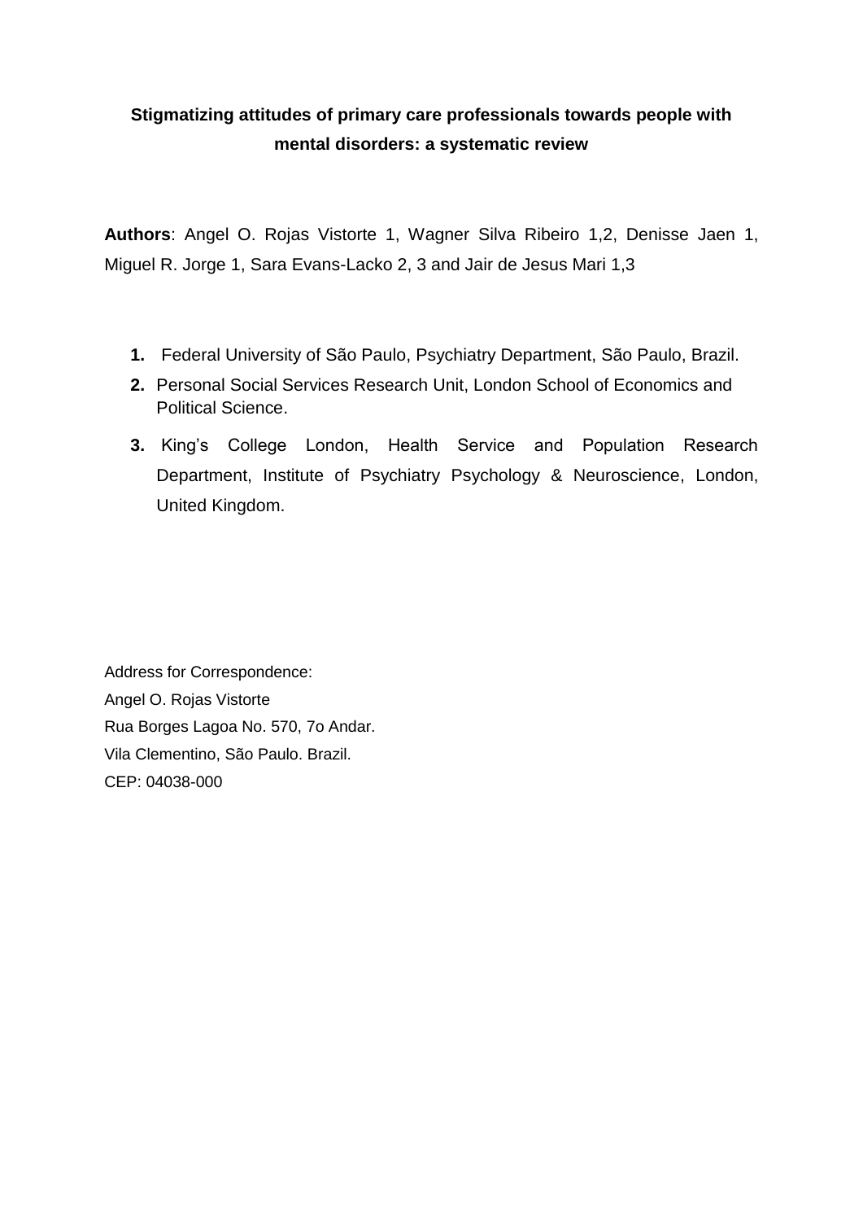**Stigmatizing attitudes of primary care professionals towards people with mental disorders: a systematic review**

**Authors**: Angel O. Rojas Vistorte 1, Wagner Silva Ribeiro 1,2, Denisse Jaen 1, Miguel R. Jorge 1, Sara Evans-Lacko 2, 3 and Jair de Jesus Mari 1,3

1. Federal University of São Paulo, Psychiatry Department, São Paulo, Brazil.
2. Personal Social Services Research Unit, London School of Economics and Political Science.
3. King's College London, Health Service and Population Research Department, Institute of Psychiatry Psychology & Neuroscience, London, United Kingdom.

Address for Correspondence:
Angel O. Rojas Vistorte
Rua Borges Lagoa No. 570, 7o Andar.
Vila Clementino, São Paulo. Brazil.
CEP: 04038-000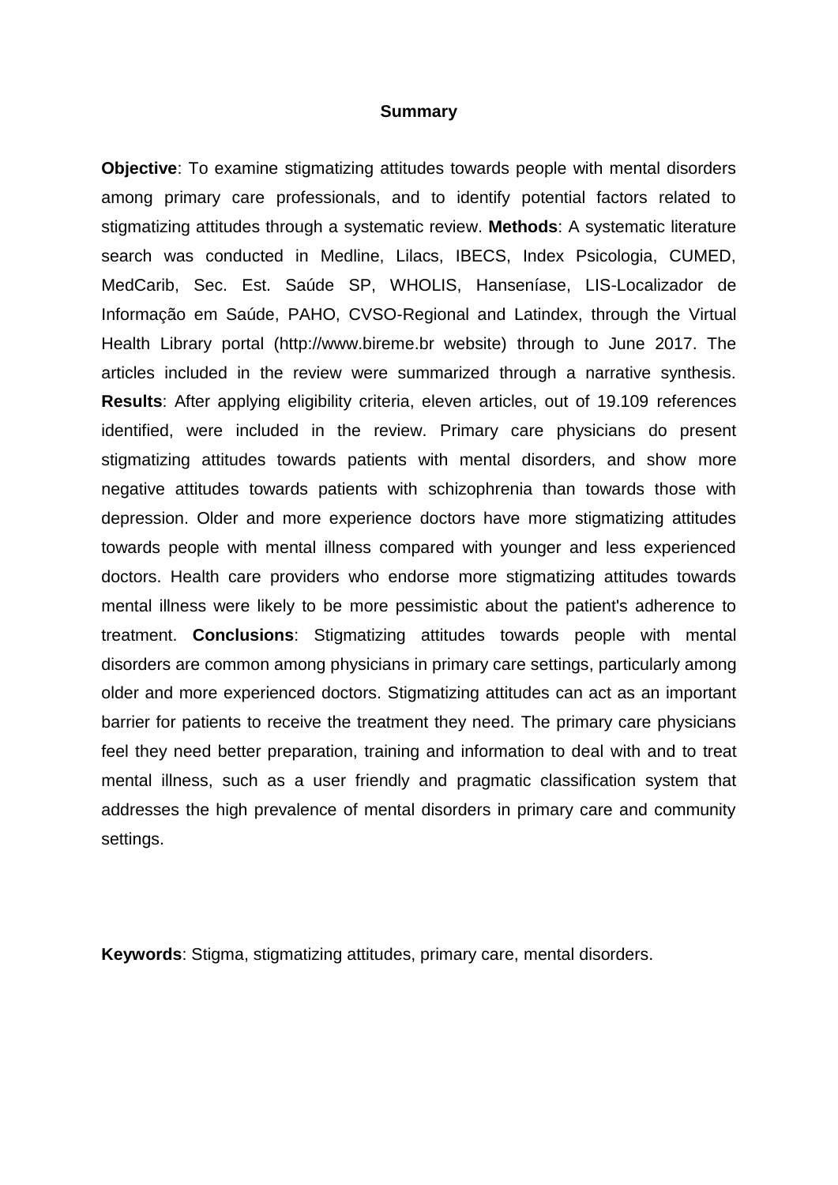## Summary

**Objective**: To examine stigmatizing attitudes towards people with mental disorders among primary care professionals, and to identify potential factors related to stigmatizing attitudes through a systematic review. **Methods**: A systematic literature search was conducted in Medline, Lilacs, IBECS, Index Psicologia, CUMED, MedCarib, Sec. Est. Saúde SP, WHOLIS, Hanseníase, LIS-Localizador de Informação em Saúde, PAHO, CVSO-Regional and Latindex, through the Virtual Health Library portal (http://www.bireme.br website) through to June 2017. The articles included in the review were summarized through a narrative synthesis. **Results**: After applying eligibility criteria, eleven articles, out of 19.109 references identified, were included in the review. Primary care physicians do present stigmatizing attitudes towards patients with mental disorders, and show more negative attitudes towards patients with schizophrenia than towards those with depression. Older and more experience doctors have more stigmatizing attitudes towards people with mental illness compared with younger and less experienced doctors. Health care providers who endorse more stigmatizing attitudes towards mental illness were likely to be more pessimistic about the patient's adherence to treatment. **Conclusions**: Stigmatizing attitudes towards people with mental disorders are common among physicians in primary care settings, particularly among older and more experienced doctors. Stigmatizing attitudes can act as an important barrier for patients to receive the treatment they need. The primary care physicians feel they need better preparation, training and information to deal with and to treat mental illness, such as a user friendly and pragmatic classification system that addresses the high prevalence of mental disorders in primary care and community settings.

**Keywords**: Stigma, stigmatizing attitudes, primary care, mental disorders.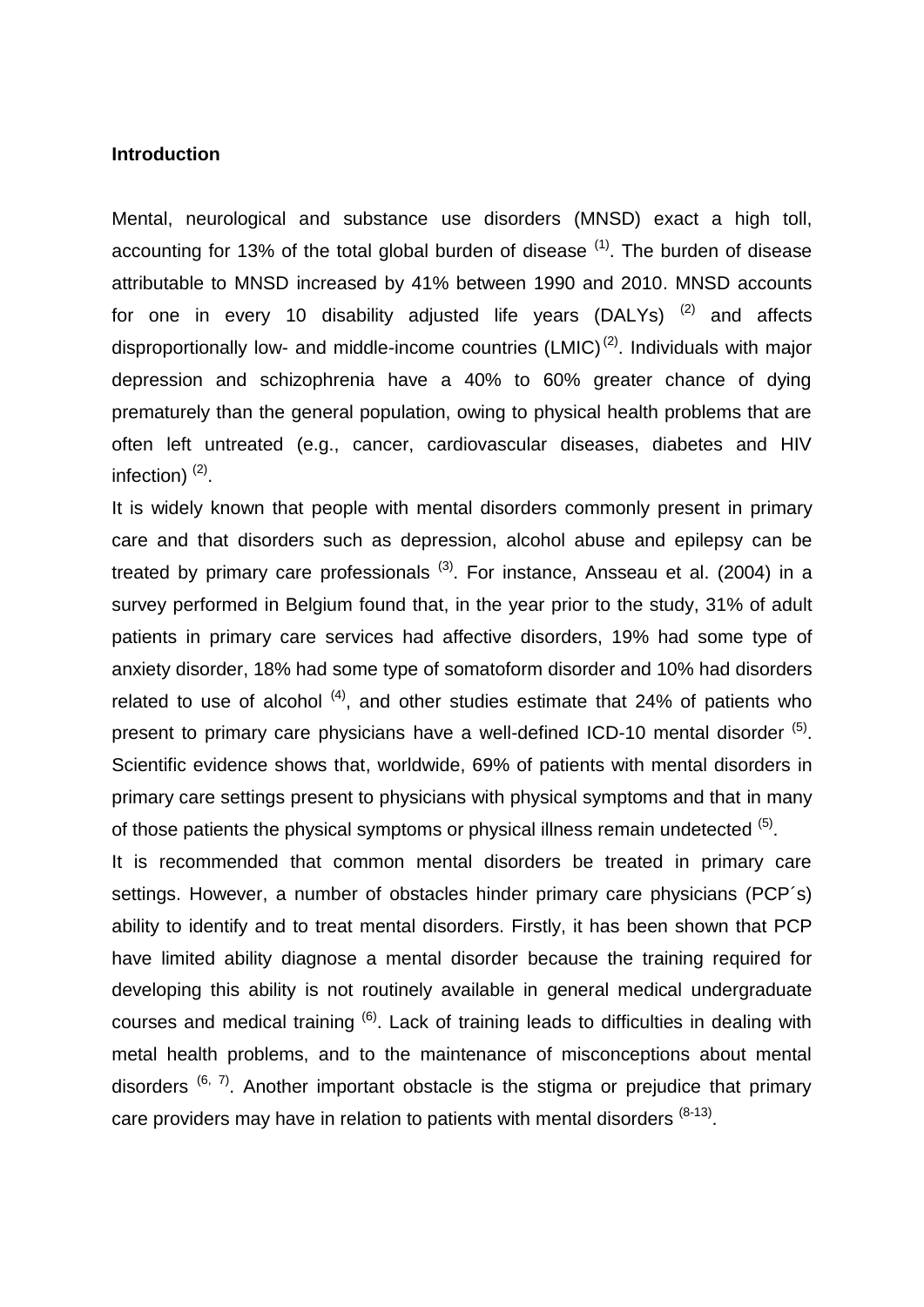**Introduction**

Mental, neurological and substance use disorders (MNSD) exact a high toll, accounting for 13% of the total global burden of disease [1]. The burden of disease attributable to MNSD increased by 41% between 1990 and 2010. MNSD accounts for one in every 10 disability adjusted life years (DALYs) [2] and affects disproportionally low- and middle-income countries (LMIC)[2]. Individuals with major depression and schizophrenia have a 40% to 60% greater chance of dying prematurely than the general population, owing to physical health problems that are often left untreated (e.g., cancer, cardiovascular diseases, diabetes and HIV infection) [2].

It is widely known that people with mental disorders commonly present in primary care and that disorders such as depression, alcohol abuse and epilepsy can be treated by primary care professionals [3]. For instance, Ansseau et al. (2004) in a survey performed in Belgium found that, in the year prior to the study, 31% of adult patients in primary care services had affective disorders, 19% had some type of anxiety disorder, 18% had some type of somatoform disorder and 10% had disorders related to use of alcohol [4], and other studies estimate that 24% of patients who present to primary care physicians have a well-defined ICD-10 mental disorder [5]. Scientific evidence shows that, worldwide, 69% of patients with mental disorders in primary care settings present to physicians with physical symptoms and that in many of those patients the physical symptoms or physical illness remain undetected [5].

It is recommended that common mental disorders be treated in primary care settings. However, a number of obstacles hinder primary care physicians (PCP´s) ability to identify and to treat mental disorders. Firstly, it has been shown that PCP have limited ability diagnose a mental disorder because the training required for developing this ability is not routinely available in general medical undergraduate courses and medical training [6]. Lack of training leads to difficulties in dealing with metal health problems, and to the maintenance of misconceptions about mental disorders [6, 7]. Another important obstacle is the stigma or prejudice that primary care providers may have in relation to patients with mental disorders [8-13].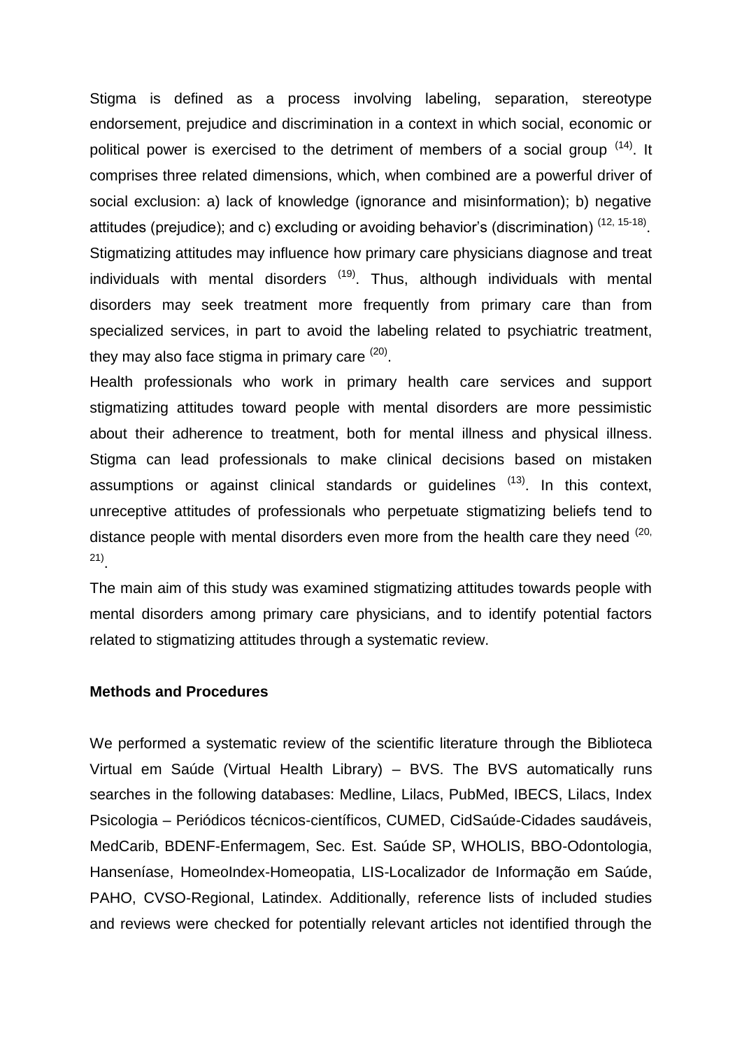Stigma is defined as a process involving labeling, separation, stereotype endorsement, prejudice and discrimination in a context in which social, economic or political power is exercised to the detriment of members of a social group [14]. It comprises three related dimensions, which, when combined are a powerful driver of social exclusion: a) lack of knowledge (ignorance and misinformation); b) negative attitudes (prejudice); and c) excluding or avoiding behavior's (discrimination) [12, 15-18]. Stigmatizing attitudes may influence how primary care physicians diagnose and treat individuals with mental disorders [19]. Thus, although individuals with mental disorders may seek treatment more frequently from primary care than from specialized services, in part to avoid the labeling related to psychiatric treatment, they may also face stigma in primary care [20].

Health professionals who work in primary health care services and support stigmatizing attitudes toward people with mental disorders are more pessimistic about their adherence to treatment, both for mental illness and physical illness. Stigma can lead professionals to make clinical decisions based on mistaken assumptions or against clinical standards or guidelines [13]. In this context, unreceptive attitudes of professionals who perpetuate stigmatizing beliefs tend to distance people with mental disorders even more from the health care they need [20, 21].

The main aim of this study was examined stigmatizing attitudes towards people with mental disorders among primary care physicians, and to identify potential factors related to stigmatizing attitudes through a systematic review.

**Methods and Procedures**

We performed a systematic review of the scientific literature through the Biblioteca Virtual em Saúde (Virtual Health Library) – BVS. The BVS automatically runs searches in the following databases: Medline, Lilacs, PubMed, IBECS, Lilacs, Index Psicologia – Periódicos técnicos-científicos, CUMED, CidSaúde-Cidades saudáveis, MedCarib, BDENF-Enfermagem, Sec. Est. Saúde SP, WHOLIS, BBO-Odontologia, Hanseníase, HomeoIndex-Homeopatia, LIS-Localizador de Informação em Saúde, PAHO, CVSO-Regional, Latindex. Additionally, reference lists of included studies and reviews were checked for potentially relevant articles not identified through the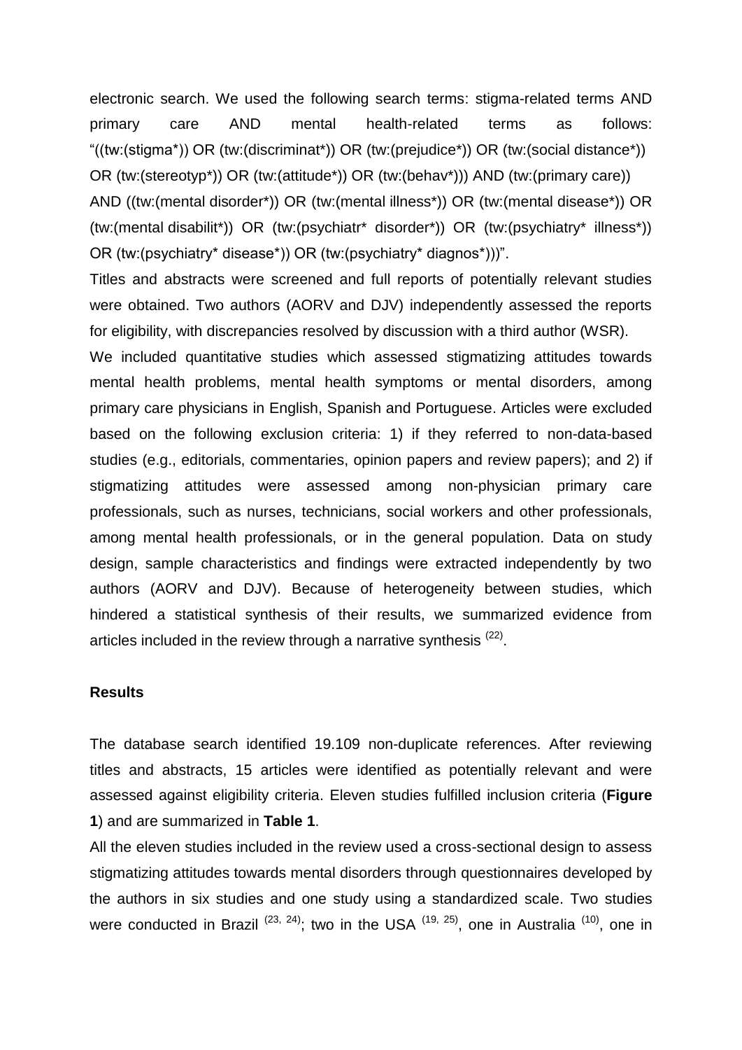electronic search. We used the following search terms: stigma-related terms AND primary care AND mental health-related terms as follows: "((tw:(stigma*)) OR (tw:(discriminat*)) OR (tw:(prejudice*)) OR (tw:(social distance*)) OR (tw:(stereotyp*)) OR (tw:(attitude*)) OR (tw:(behav*))) AND (tw:(primary care)) AND ((tw:(mental disorder*)) OR (tw:(mental illness*)) OR (tw:(mental disease*)) OR (tw:(mental disabilit*)) OR (tw:(psychiatr* disorder*)) OR (tw:(psychiatry* illness*)) OR (tw:(psychiatry* disease*)) OR (tw:(psychiatry* diagnos*)))".

Titles and abstracts were screened and full reports of potentially relevant studies were obtained. Two authors (AORV and DJV) independently assessed the reports for eligibility, with discrepancies resolved by discussion with a third author (WSR).

We included quantitative studies which assessed stigmatizing attitudes towards mental health problems, mental health symptoms or mental disorders, among primary care physicians in English, Spanish and Portuguese. Articles were excluded based on the following exclusion criteria: 1) if they referred to non-data-based studies (e.g., editorials, commentaries, opinion papers and review papers); and 2) if stigmatizing attitudes were assessed among non-physician primary care professionals, such as nurses, technicians, social workers and other professionals, among mental health professionals, or in the general population. Data on study design, sample characteristics and findings were extracted independently by two authors (AORV and DJV). Because of heterogeneity between studies, which hindered a statistical synthesis of their results, we summarized evidence from articles included in the review through a narrative synthesis [22].

**Results**

The database search identified 19.109 non-duplicate references. After reviewing titles and abstracts, 15 articles were identified as potentially relevant and were assessed against eligibility criteria. Eleven studies fulfilled inclusion criteria (**Figure 1**) and are summarized in **Table 1**.

All the eleven studies included in the review used a cross-sectional design to assess stigmatizing attitudes towards mental disorders through questionnaires developed by the authors in six studies and one study using a standardized scale. Two studies were conducted in Brazil [23, 24]; two in the USA [19, 25], one in Australia [10], one in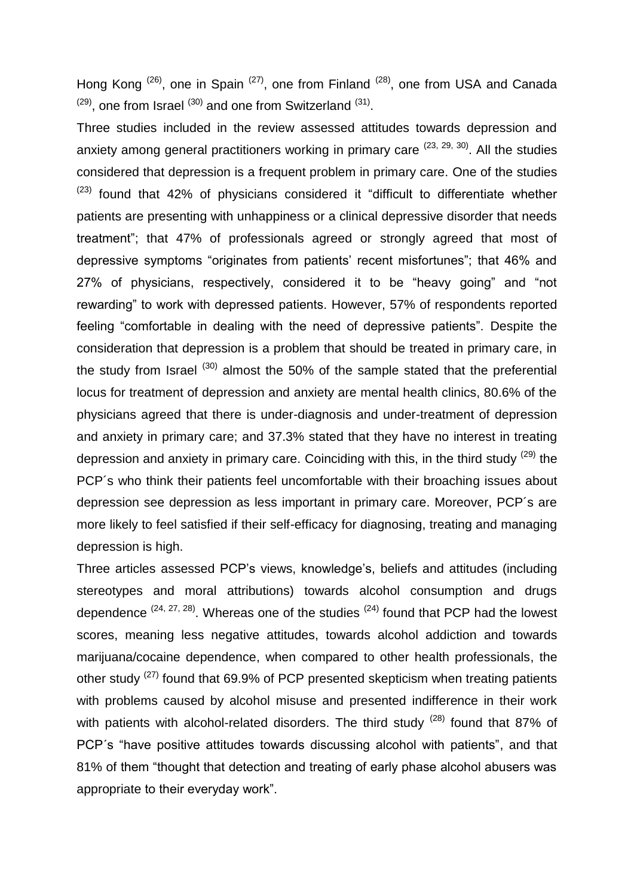Hong Kong [26], one in Spain [27], one from Finland [28], one from USA and Canada [29], one from Israel [30] and one from Switzerland [31].

Three studies included in the review assessed attitudes towards depression and anxiety among general practitioners working in primary care [23, 29, 30]. All the studies considered that depression is a frequent problem in primary care. One of the studies [23] found that 42% of physicians considered it "difficult to differentiate whether patients are presenting with unhappiness or a clinical depressive disorder that needs treatment"; that 47% of professionals agreed or strongly agreed that most of depressive symptoms "originates from patients' recent misfortunes"; that 46% and 27% of physicians, respectively, considered it to be "heavy going" and "not rewarding" to work with depressed patients. However, 57% of respondents reported feeling "comfortable in dealing with the need of depressive patients". Despite the consideration that depression is a problem that should be treated in primary care, in the study from Israel [30] almost the 50% of the sample stated that the preferential locus for treatment of depression and anxiety are mental health clinics, 80.6% of the physicians agreed that there is under-diagnosis and under-treatment of depression and anxiety in primary care; and 37.3% stated that they have no interest in treating depression and anxiety in primary care. Coinciding with this, in the third study [29] the PCP´s who think their patients feel uncomfortable with their broaching issues about depression see depression as less important in primary care. Moreover, PCP´s are more likely to feel satisfied if their self-efficacy for diagnosing, treating and managing depression is high.

Three articles assessed PCP's views, knowledge's, beliefs and attitudes (including stereotypes and moral attributions) towards alcohol consumption and drugs dependence [24, 27, 28]. Whereas one of the studies [24] found that PCP had the lowest scores, meaning less negative attitudes, towards alcohol addiction and towards marijuana/cocaine dependence, when compared to other health professionals, the other study [27] found that 69.9% of PCP presented skepticism when treating patients with problems caused by alcohol misuse and presented indifference in their work with patients with alcohol-related disorders. The third study [28] found that 87% of PCP´s "have positive attitudes towards discussing alcohol with patients", and that 81% of them "thought that detection and treating of early phase alcohol abusers was appropriate to their everyday work".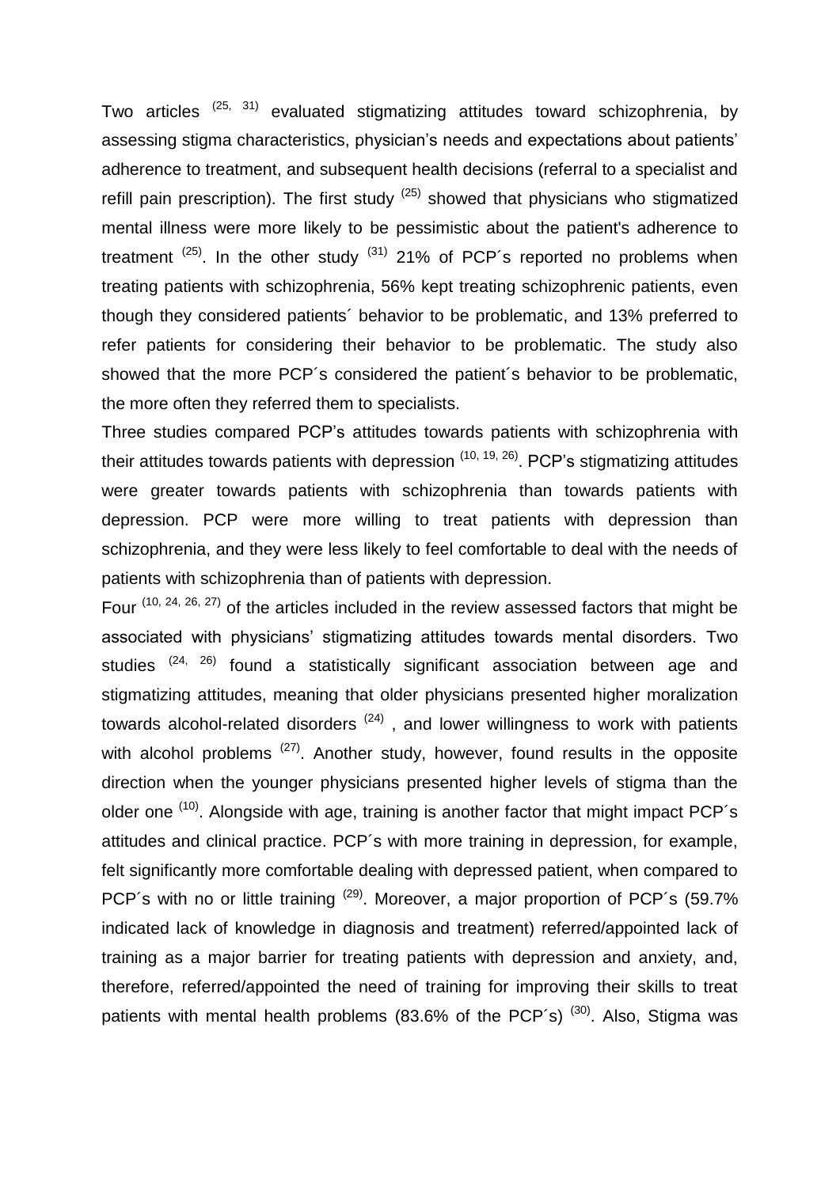Two articles [25, 31] evaluated stigmatizing attitudes toward schizophrenia, by assessing stigma characteristics, physician's needs and expectations about patients' adherence to treatment, and subsequent health decisions (referral to a specialist and refill pain prescription). The first study [25] showed that physicians who stigmatized mental illness were more likely to be pessimistic about the patient's adherence to treatment [25]. In the other study [31] 21% of PCP´s reported no problems when treating patients with schizophrenia, 56% kept treating schizophrenic patients, even though they considered patients´ behavior to be problematic, and 13% preferred to refer patients for considering their behavior to be problematic. The study also showed that the more PCP´s considered the patient´s behavior to be problematic, the more often they referred them to specialists.

Three studies compared PCP's attitudes towards patients with schizophrenia with their attitudes towards patients with depression [10, 19, 26]. PCP's stigmatizing attitudes were greater towards patients with schizophrenia than towards patients with depression. PCP were more willing to treat patients with depression than schizophrenia, and they were less likely to feel comfortable to deal with the needs of patients with schizophrenia than of patients with depression.

Four [10, 24, 26, 27] of the articles included in the review assessed factors that might be associated with physicians' stigmatizing attitudes towards mental disorders. Two studies [24, 26] found a statistically significant association between age and stigmatizing attitudes, meaning that older physicians presented higher moralization towards alcohol-related disorders [24] , and lower willingness to work with patients with alcohol problems [27]. Another study, however, found results in the opposite direction when the younger physicians presented higher levels of stigma than the older one [10]. Alongside with age, training is another factor that might impact PCP´s attitudes and clinical practice. PCP´s with more training in depression, for example, felt significantly more comfortable dealing with depressed patient, when compared to PCP´s with no or little training [29]. Moreover, a major proportion of PCP´s (59.7% indicated lack of knowledge in diagnosis and treatment) referred/appointed lack of training as a major barrier for treating patients with depression and anxiety, and, therefore, referred/appointed the need of training for improving their skills to treat patients with mental health problems (83.6% of the PCP´s) [30]. Also, Stigma was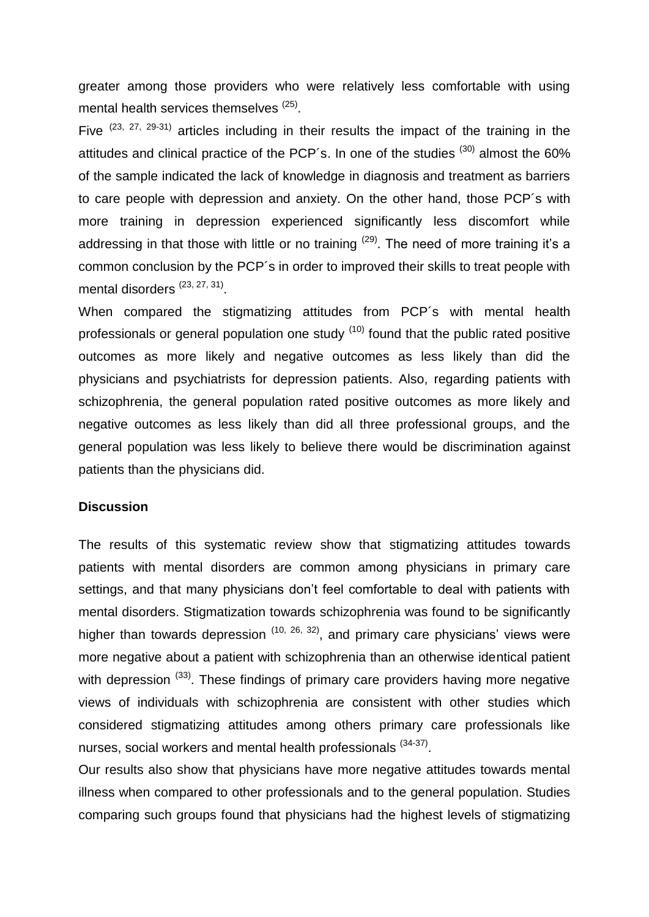greater among those providers who were relatively less comfortable with using mental health services themselves [25].

Five [23, 27, 29-31] articles including in their results the impact of the training in the attitudes and clinical practice of the PCP´s. In one of the studies [30] almost the 60% of the sample indicated the lack of knowledge in diagnosis and treatment as barriers to care people with depression and anxiety. On the other hand, those PCP´s with more training in depression experienced significantly less discomfort while addressing in that those with little or no training [29]. The need of more training it's a common conclusion by the PCP´s in order to improved their skills to treat people with mental disorders [23, 27, 31].

When compared the stigmatizing attitudes from PCP´s with mental health professionals or general population one study [10] found that the public rated positive outcomes as more likely and negative outcomes as less likely than did the physicians and psychiatrists for depression patients. Also, regarding patients with schizophrenia, the general population rated positive outcomes as more likely and negative outcomes as less likely than did all three professional groups, and the general population was less likely to believe there would be discrimination against patients than the physicians did.

**Discussion**

The results of this systematic review show that stigmatizing attitudes towards patients with mental disorders are common among physicians in primary care settings, and that many physicians don't feel comfortable to deal with patients with mental disorders. Stigmatization towards schizophrenia was found to be significantly higher than towards depression [10, 26, 32], and primary care physicians' views were more negative about a patient with schizophrenia than an otherwise identical patient with depression [33]. These findings of primary care providers having more negative views of individuals with schizophrenia are consistent with other studies which considered stigmatizing attitudes among others primary care professionals like nurses, social workers and mental health professionals [34-37].

Our results also show that physicians have more negative attitudes towards mental illness when compared to other professionals and to the general population. Studies comparing such groups found that physicians had the highest levels of stigmatizing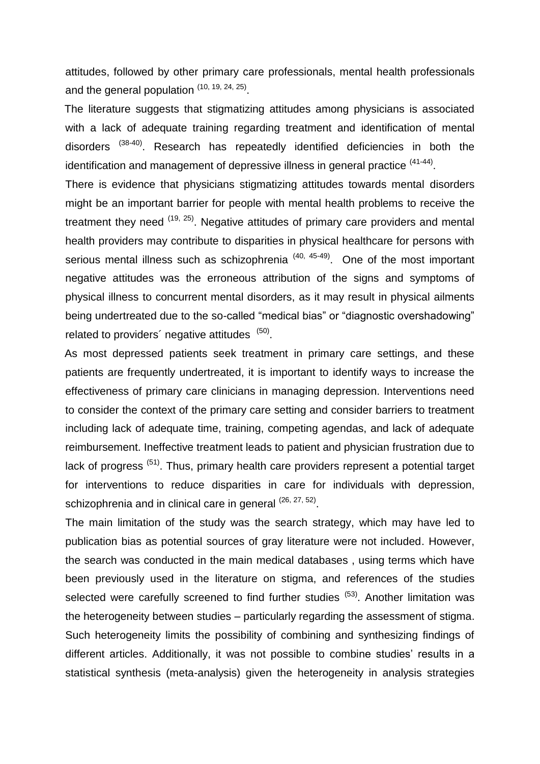attitudes, followed by other primary care professionals, mental health professionals and the general population [10, 19, 24, 25].

The literature suggests that stigmatizing attitudes among physicians is associated with a lack of adequate training regarding treatment and identification of mental disorders [38-40]. Research has repeatedly identified deficiencies in both the identification and management of depressive illness in general practice [41-44].

There is evidence that physicians stigmatizing attitudes towards mental disorders might be an important barrier for people with mental health problems to receive the treatment they need [19, 25]. Negative attitudes of primary care providers and mental health providers may contribute to disparities in physical healthcare for persons with serious mental illness such as schizophrenia [40, 45-49]. One of the most important negative attitudes was the erroneous attribution of the signs and symptoms of physical illness to concurrent mental disorders, as it may result in physical ailments being undertreated due to the so-called "medical bias" or "diagnostic overshadowing" related to providers´ negative attitudes [50].

As most depressed patients seek treatment in primary care settings, and these patients are frequently undertreated, it is important to identify ways to increase the effectiveness of primary care clinicians in managing depression. Interventions need to consider the context of the primary care setting and consider barriers to treatment including lack of adequate time, training, competing agendas, and lack of adequate reimbursement. Ineffective treatment leads to patient and physician frustration due to lack of progress [51]. Thus, primary health care providers represent a potential target for interventions to reduce disparities in care for individuals with depression, schizophrenia and in clinical care in general [26, 27, 52].

The main limitation of the study was the search strategy, which may have led to publication bias as potential sources of gray literature were not included. However, the search was conducted in the main medical databases , using terms which have been previously used in the literature on stigma, and references of the studies selected were carefully screened to find further studies [53]. Another limitation was the heterogeneity between studies – particularly regarding the assessment of stigma. Such heterogeneity limits the possibility of combining and synthesizing findings of different articles. Additionally, it was not possible to combine studies' results in a statistical synthesis (meta-analysis) given the heterogeneity in analysis strategies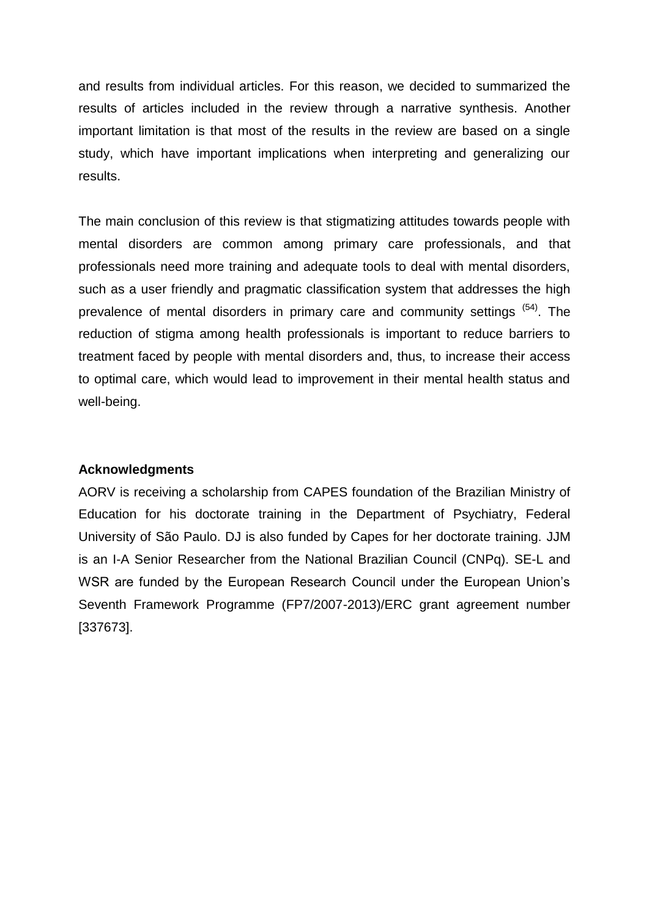and results from individual articles. For this reason, we decided to summarized the results of articles included in the review through a narrative synthesis. Another important limitation is that most of the results in the review are based on a single study, which have important implications when interpreting and generalizing our results.

The main conclusion of this review is that stigmatizing attitudes towards people with mental disorders are common among primary care professionals, and that professionals need more training and adequate tools to deal with mental disorders, such as a user friendly and pragmatic classification system that addresses the high prevalence of mental disorders in primary care and community settings [(54)]. The reduction of stigma among health professionals is important to reduce barriers to treatment faced by people with mental disorders and, thus, to increase their access to optimal care, which would lead to improvement in their mental health status and well-being.

**Acknowledgments**

AORV is receiving a scholarship from CAPES foundation of the Brazilian Ministry of Education for his doctorate training in the Department of Psychiatry, Federal University of São Paulo. DJ is also funded by Capes for her doctorate training. JJM is an I-A Senior Researcher from the National Brazilian Council (CNPq). SE-L and WSR are funded by the European Research Council under the European Union's Seventh Framework Programme (FP7/2007-2013)/ERC grant agreement number [337673].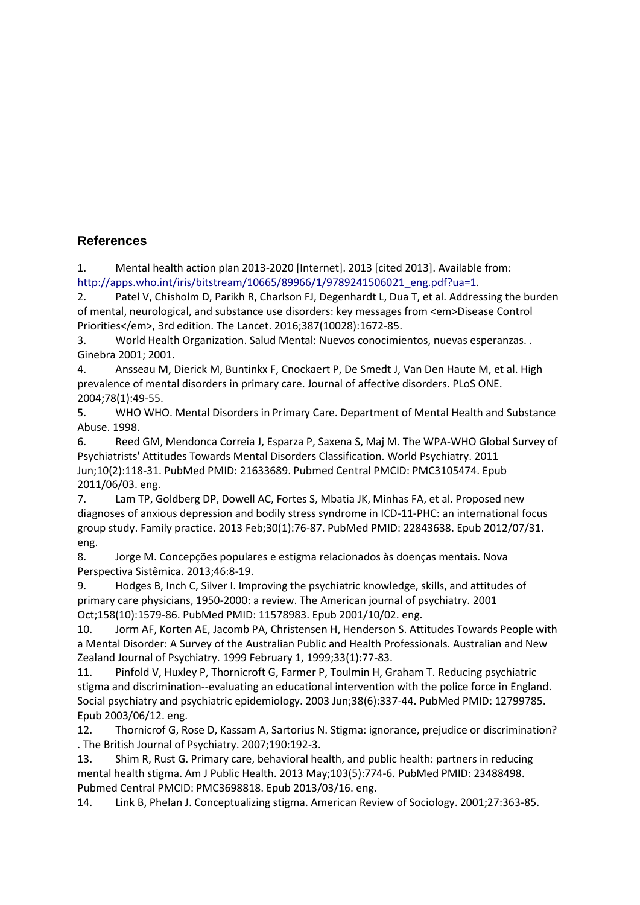## References

1. Mental health action plan 2013-2020 [Internet]. 2013 [cited 2013]. Available from: http://apps.who.int/iris/bitstream/10665/89966/1/9789241506021_eng.pdf?ua=1.
2. Patel V, Chisholm D, Parikh R, Charlson FJ, Degenhardt L, Dua T, et al. Addressing the burden of mental, neurological, and substance use disorders: key messages from <em>Disease Control Priorities</em>, 3rd edition. The Lancet. 2016;387(10028):1672-85.
3. World Health Organization. Salud Mental: Nuevos conocimientos, nuevas esperanzas. . Ginebra 2001; 2001.
4. Ansseau M, Dierick M, Buntinkx F, Cnockaert P, De Smedt J, Van Den Haute M, et al. High prevalence of mental disorders in primary care. Journal of affective disorders. PLoS ONE. 2004;78(1):49-55.
5. WHO WHO. Mental Disorders in Primary Care. Department of Mental Health and Substance Abuse. 1998.
6. Reed GM, Mendonca Correia J, Esparza P, Saxena S, Maj M. The WPA-WHO Global Survey of Psychiatrists' Attitudes Towards Mental Disorders Classification. World Psychiatry. 2011 Jun;10(2):118-31. PubMed PMID: 21633689. Pubmed Central PMCID: PMC3105474. Epub 2011/06/03. eng.
7. Lam TP, Goldberg DP, Dowell AC, Fortes S, Mbatia JK, Minhas FA, et al. Proposed new diagnoses of anxious depression and bodily stress syndrome in ICD-11-PHC: an international focus group study. Family practice. 2013 Feb;30(1):76-87. PubMed PMID: 22843638. Epub 2012/07/31. eng.
8. Jorge M. Concepções populares e estigma relacionados às doenças mentais. Nova Perspectiva Sistêmica. 2013;46:8-19.
9. Hodges B, Inch C, Silver I. Improving the psychiatric knowledge, skills, and attitudes of primary care physicians, 1950-2000: a review. The American journal of psychiatry. 2001 Oct;158(10):1579-86. PubMed PMID: 11578983. Epub 2001/10/02. eng.
10. Jorm AF, Korten AE, Jacomb PA, Christensen H, Henderson S. Attitudes Towards People with a Mental Disorder: A Survey of the Australian Public and Health Professionals. Australian and New Zealand Journal of Psychiatry. 1999 February 1, 1999;33(1):77-83.
11. Pinfold V, Huxley P, Thornicroft G, Farmer P, Toulmin H, Graham T. Reducing psychiatric stigma and discrimination--evaluating an educational intervention with the police force in England. Social psychiatry and psychiatric epidemiology. 2003 Jun;38(6):337-44. PubMed PMID: 12799785. Epub 2003/06/12. eng.
12. Thornicrof G, Rose D, Kassam A, Sartorius N. Stigma: ignorance, prejudice or discrimination? . The British Journal of Psychiatry. 2007;190:192-3.
13. Shim R, Rust G. Primary care, behavioral health, and public health: partners in reducing mental health stigma. Am J Public Health. 2013 May;103(5):774-6. PubMed PMID: 23488498. Pubmed Central PMCID: PMC3698818. Epub 2013/03/16. eng.
14. Link B, Phelan J. Conceptualizing stigma. American Review of Sociology. 2001;27:363-85.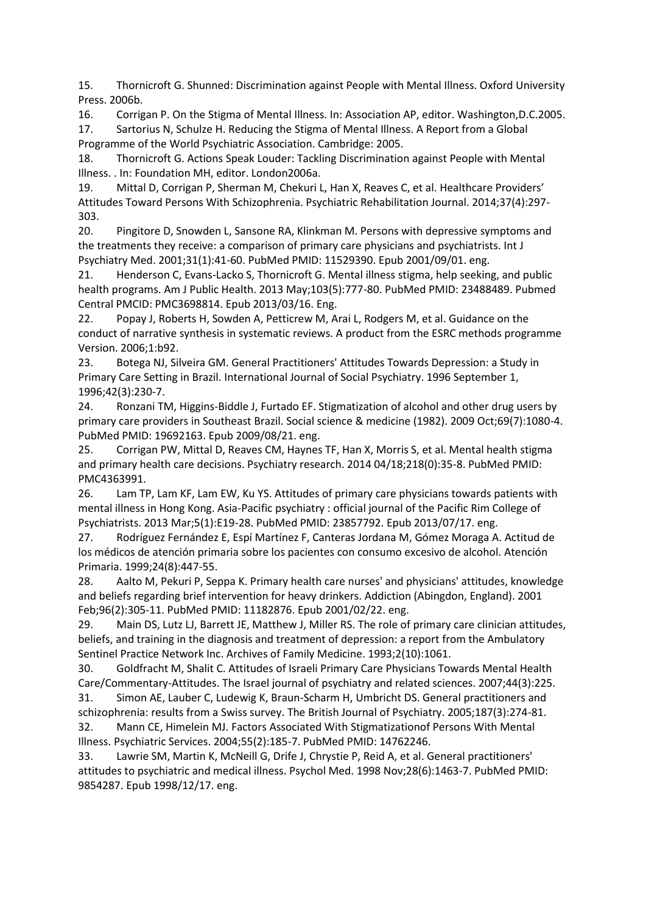15. Thornicroft G. Shunned: Discrimination against People with Mental Illness. Oxford University Press. 2006b.
16. Corrigan P. On the Stigma of Mental Illness. In: Association AP, editor. Washington,D.C.2005.
17. Sartorius N, Schulze H. Reducing the Stigma of Mental Illness. A Report from a Global Programme of the World Psychiatric Association. Cambridge: 2005.
18. Thornicroft G. Actions Speak Louder: Tackling Discrimination against People with Mental Illness. . In: Foundation MH, editor. London2006a.
19. Mittal D, Corrigan P, Sherman M, Chekuri L, Han X, Reaves C, et al. Healthcare Providers' Attitudes Toward Persons With Schizophrenia. Psychiatric Rehabilitation Journal. 2014;37(4):297-303.
20. Pingitore D, Snowden L, Sansone RA, Klinkman M. Persons with depressive symptoms and the treatments they receive: a comparison of primary care physicians and psychiatrists. Int J Psychiatry Med. 2001;31(1):41-60. PubMed PMID: 11529390. Epub 2001/09/01. eng.
21. Henderson C, Evans-Lacko S, Thornicroft G. Mental illness stigma, help seeking, and public health programs. Am J Public Health. 2013 May;103(5):777-80. PubMed PMID: 23488489. Pubmed Central PMCID: PMC3698814. Epub 2013/03/16. Eng.
22. Popay J, Roberts H, Sowden A, Petticrew M, Arai L, Rodgers M, et al. Guidance on the conduct of narrative synthesis in systematic reviews. A product from the ESRC methods programme Version. 2006;1:b92.
23. Botega NJ, Silveira GM. General Practitioners' Attitudes Towards Depression: a Study in Primary Care Setting in Brazil. International Journal of Social Psychiatry. 1996 September 1, 1996;42(3):230-7.
24. Ronzani TM, Higgins-Biddle J, Furtado EF. Stigmatization of alcohol and other drug users by primary care providers in Southeast Brazil. Social science & medicine (1982). 2009 Oct;69(7):1080-4. PubMed PMID: 19692163. Epub 2009/08/21. eng.
25. Corrigan PW, Mittal D, Reaves CM, Haynes TF, Han X, Morris S, et al. Mental health stigma and primary health care decisions. Psychiatry research. 2014 04/18;218(0):35-8. PubMed PMID: PMC4363991.
26. Lam TP, Lam KF, Lam EW, Ku YS. Attitudes of primary care physicians towards patients with mental illness in Hong Kong. Asia-Pacific psychiatry : official journal of the Pacific Rim College of Psychiatrists. 2013 Mar;5(1):E19-28. PubMed PMID: 23857792. Epub 2013/07/17. eng.
27. Rodríguez Fernández E, Espí Martínez F, Canteras Jordana M, Gómez Moraga A. Actitud de los médicos de atención primaria sobre los pacientes con consumo excesivo de alcohol. Atención Primaria. 1999;24(8):447-55.
28. Aalto M, Pekuri P, Seppa K. Primary health care nurses' and physicians' attitudes, knowledge and beliefs regarding brief intervention for heavy drinkers. Addiction (Abingdon, England). 2001 Feb;96(2):305-11. PubMed PMID: 11182876. Epub 2001/02/22. eng.
29. Main DS, Lutz LJ, Barrett JE, Matthew J, Miller RS. The role of primary care clinician attitudes, beliefs, and training in the diagnosis and treatment of depression: a report from the Ambulatory Sentinel Practice Network Inc. Archives of Family Medicine. 1993;2(10):1061.
30. Goldfracht M, Shalit C. Attitudes of Israeli Primary Care Physicians Towards Mental Health Care/Commentary-Attitudes. The Israel journal of psychiatry and related sciences. 2007;44(3):225.
31. Simon AE, Lauber C, Ludewig K, Braun-Scharm H, Umbricht DS. General practitioners and schizophrenia: results from a Swiss survey. The British Journal of Psychiatry. 2005;187(3):274-81.
32. Mann CE, Himelein MJ. Factors Associated With Stigmatizationof Persons With Mental Illness. Psychiatric Services. 2004;55(2):185-7. PubMed PMID: 14762246.
33. Lawrie SM, Martin K, McNeill G, Drife J, Chrystie P, Reid A, et al. General practitioners' attitudes to psychiatric and medical illness. Psychol Med. 1998 Nov;28(6):1463-7. PubMed PMID: 9854287. Epub 1998/12/17. eng.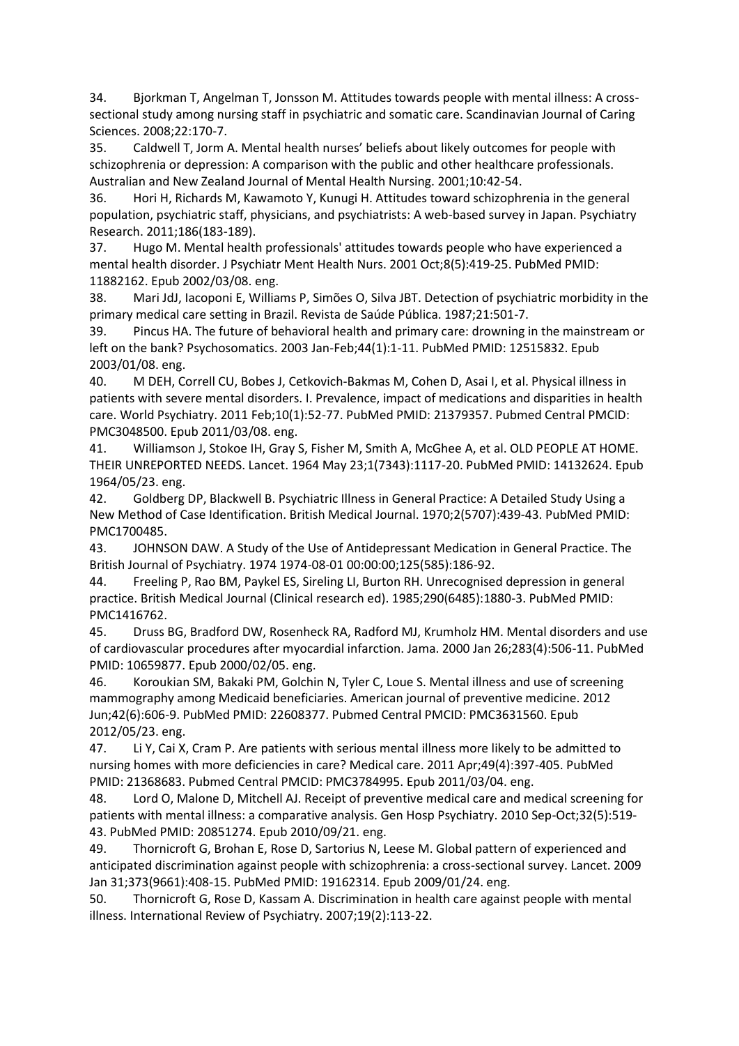34. Bjorkman T, Angelman T, Jonsson M. Attitudes towards people with mental illness: A cross-sectional study among nursing staff in psychiatric and somatic care. Scandinavian Journal of Caring Sciences. 2008;22:170-7.

35. Caldwell T, Jorm A. Mental health nurses' beliefs about likely outcomes for people with schizophrenia or depression: A comparison with the public and other healthcare professionals. Australian and New Zealand Journal of Mental Health Nursing. 2001;10:42-54.

36. Hori H, Richards M, Kawamoto Y, Kunugi H. Attitudes toward schizophrenia in the general population, psychiatric staff, physicians, and psychiatrists: A web-based survey in Japan. Psychiatry Research. 2011;186(183-189).

37. Hugo M. Mental health professionals' attitudes towards people who have experienced a mental health disorder. J Psychiatr Ment Health Nurs. 2001 Oct;8(5):419-25. PubMed PMID: 11882162. Epub 2002/03/08. eng.

38. Mari JdJ, Iacoponi E, Williams P, Simões O, Silva JBT. Detection of psychiatric morbidity in the primary medical care setting in Brazil. Revista de Saúde Pública. 1987;21:501-7.

39. Pincus HA. The future of behavioral health and primary care: drowning in the mainstream or left on the bank? Psychosomatics. 2003 Jan-Feb;44(1):1-11. PubMed PMID: 12515832. Epub 2003/01/08. eng.

40. M DEH, Correll CU, Bobes J, Cetkovich-Bakmas M, Cohen D, Asai I, et al. Physical illness in patients with severe mental disorders. I. Prevalence, impact of medications and disparities in health care. World Psychiatry. 2011 Feb;10(1):52-77. PubMed PMID: 21379357. Pubmed Central PMCID: PMC3048500. Epub 2011/03/08. eng.

41. Williamson J, Stokoe IH, Gray S, Fisher M, Smith A, McGhee A, et al. OLD PEOPLE AT HOME. THEIR UNREPORTED NEEDS. Lancet. 1964 May 23;1(7343):1117-20. PubMed PMID: 14132624. Epub 1964/05/23. eng.

42. Goldberg DP, Blackwell B. Psychiatric Illness in General Practice: A Detailed Study Using a New Method of Case Identification. British Medical Journal. 1970;2(5707):439-43. PubMed PMID: PMC1700485.

43. JOHNSON DAW. A Study of the Use of Antidepressant Medication in General Practice. The British Journal of Psychiatry. 1974 1974-08-01 00:00:00;125(585):186-92.

44. Freeling P, Rao BM, Paykel ES, Sireling LI, Burton RH. Unrecognised depression in general practice. British Medical Journal (Clinical research ed). 1985;290(6485):1880-3. PubMed PMID: PMC1416762.

45. Druss BG, Bradford DW, Rosenheck RA, Radford MJ, Krumholz HM. Mental disorders and use of cardiovascular procedures after myocardial infarction. Jama. 2000 Jan 26;283(4):506-11. PubMed PMID: 10659877. Epub 2000/02/05. eng.

46. Koroukian SM, Bakaki PM, Golchin N, Tyler C, Loue S. Mental illness and use of screening mammography among Medicaid beneficiaries. American journal of preventive medicine. 2012 Jun;42(6):606-9. PubMed PMID: 22608377. Pubmed Central PMCID: PMC3631560. Epub 2012/05/23. eng.

47. Li Y, Cai X, Cram P. Are patients with serious mental illness more likely to be admitted to nursing homes with more deficiencies in care? Medical care. 2011 Apr;49(4):397-405. PubMed PMID: 21368683. Pubmed Central PMCID: PMC3784995. Epub 2011/03/04. eng.

48. Lord O, Malone D, Mitchell AJ. Receipt of preventive medical care and medical screening for patients with mental illness: a comparative analysis. Gen Hosp Psychiatry. 2010 Sep-Oct;32(5):519-43. PubMed PMID: 20851274. Epub 2010/09/21. eng.

49. Thornicroft G, Brohan E, Rose D, Sartorius N, Leese M. Global pattern of experienced and anticipated discrimination against people with schizophrenia: a cross-sectional survey. Lancet. 2009 Jan 31;373(9661):408-15. PubMed PMID: 19162314. Epub 2009/01/24. eng.

50. Thornicroft G, Rose D, Kassam A. Discrimination in health care against people with mental illness. International Review of Psychiatry. 2007;19(2):113-22.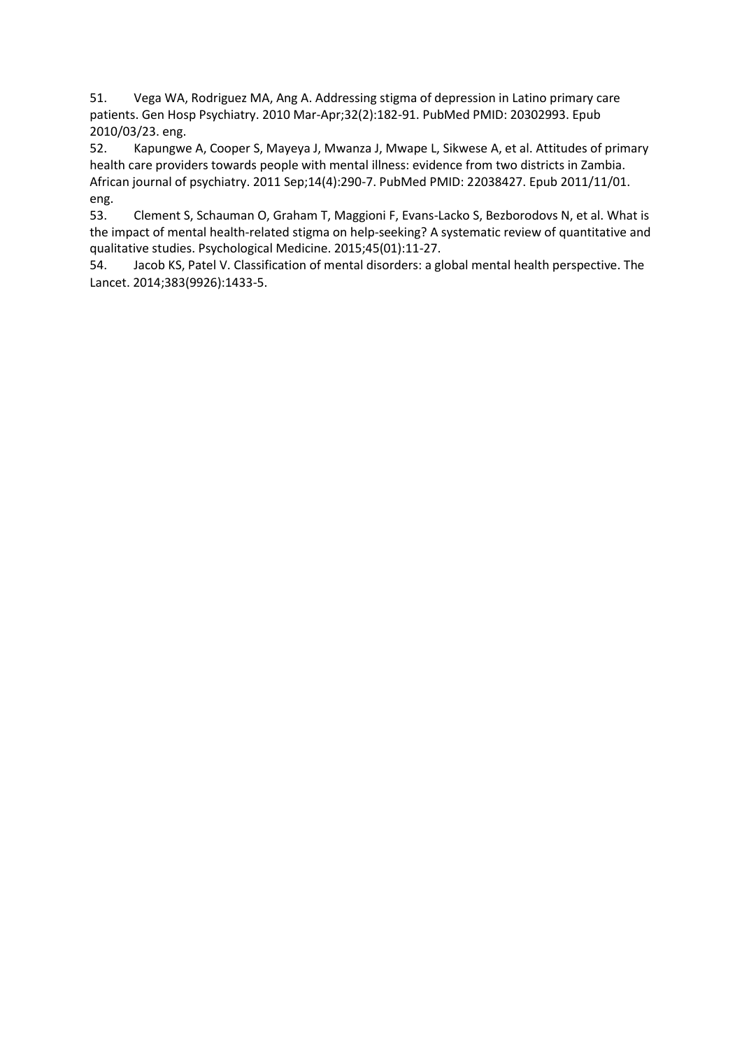51. Vega WA, Rodriguez MA, Ang A. Addressing stigma of depression in Latino primary care patients. Gen Hosp Psychiatry. 2010 Mar-Apr;32(2):182-91. PubMed PMID: 20302993. Epub 2010/03/23. eng.

52. Kapungwe A, Cooper S, Mayeya J, Mwanza J, Mwape L, Sikwese A, et al. Attitudes of primary health care providers towards people with mental illness: evidence from two districts in Zambia. African journal of psychiatry. 2011 Sep;14(4):290-7. PubMed PMID: 22038427. Epub 2011/11/01. eng.

53. Clement S, Schauman O, Graham T, Maggioni F, Evans-Lacko S, Bezborodovs N, et al. What is the impact of mental health-related stigma on help-seeking? A systematic review of quantitative and qualitative studies. Psychological Medicine. 2015;45(01):11-27.

54. Jacob KS, Patel V. Classification of mental disorders: a global mental health perspective. The Lancet. 2014;383(9926):1433-5.